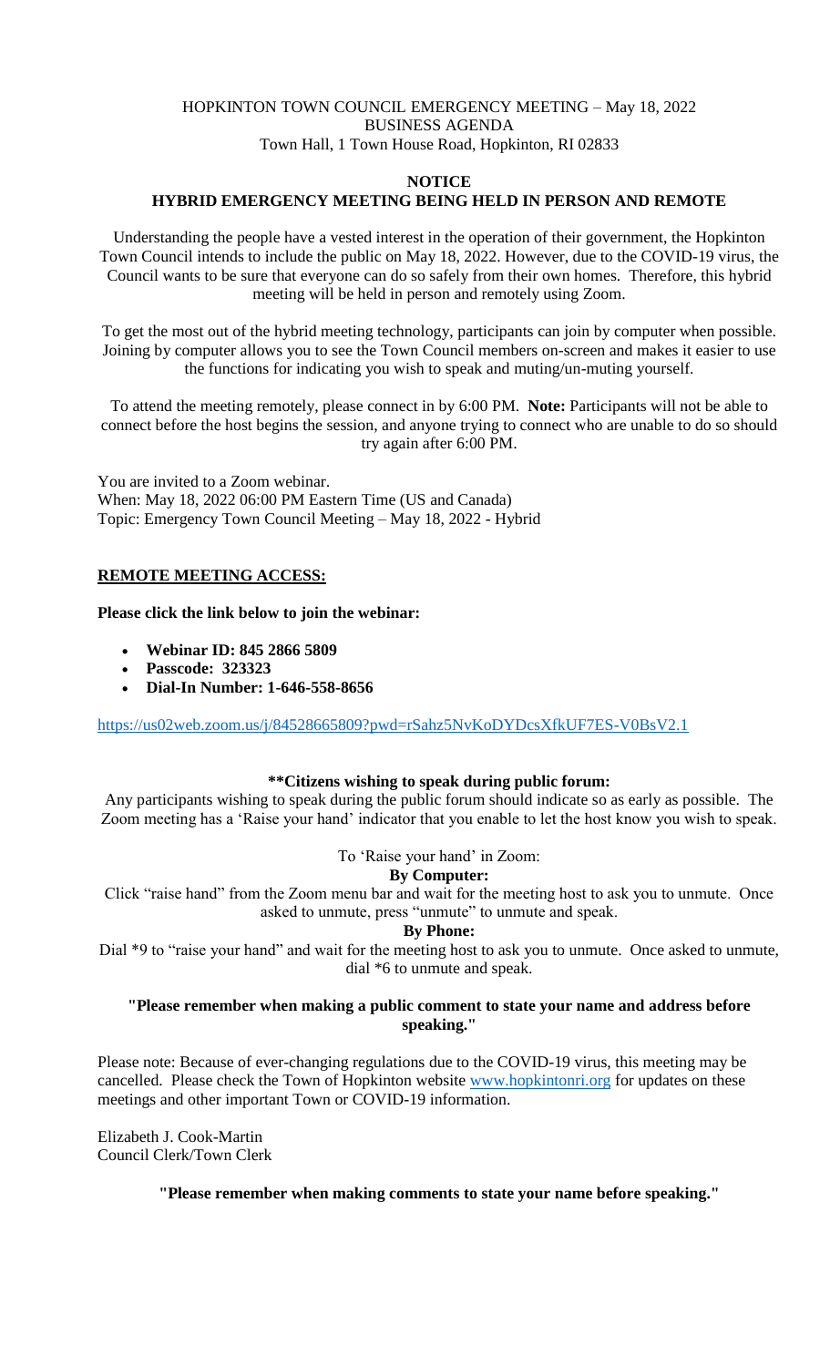HOPKINTON TOWN COUNCIL EMERGENCY MEETING – May 18, 2022
BUSINESS AGENDA
Town Hall, 1 Town House Road, Hopkinton, RI 02833

## NOTICE

## HYBRID EMERGENCY MEETING BEING HELD IN PERSON AND REMOTE

Understanding the people have a vested interest in the operation of their government, the Hopkinton Town Council intends to include the public on May 18, 2022. However, due to the COVID-19 virus, the Council wants to be sure that everyone can do so safely from their own homes. Therefore, this hybrid meeting will be held in person and remotely using Zoom.

To get the most out of the hybrid meeting technology, participants can join by computer when possible. Joining by computer allows you to see the Town Council members on-screen and makes it easier to use the functions for indicating you wish to speak and muting/un-muting yourself.

To attend the meeting remotely, please connect in by 6:00 PM. **Note:** Participants will not be able to connect before the host begins the session, and anyone trying to connect who are unable to do so should try again after 6:00 PM.

You are invited to a Zoom webinar.
When: May 18, 2022 06:00 PM Eastern Time (US and Canada)
Topic: Emergency Town Council Meeting – May 18, 2022 - Hybrid

**REMOTE MEETING ACCESS:**

**Please click the link below to join the webinar:**

- **Webinar ID: 845 2866 5809**
- **Passcode: 323323**
- **Dial-In Number: 1-646-558-8656**

https://us02web.zoom.us/j/84528665809?pwd=rSahz5NvKoDYDcsXfkUF7ES-V0BsV2.1

**\*\*Citizens wishing to speak during public forum:**

Any participants wishing to speak during the public forum should indicate so as early as possible. The Zoom meeting has a 'Raise your hand' indicator that you enable to let the host know you wish to speak.

To 'Raise your hand' in Zoom:

**By Computer:**

Click "raise hand" from the Zoom menu bar and wait for the meeting host to ask you to unmute. Once asked to unmute, press "unmute" to unmute and speak.

**By Phone:**

Dial \*9 to "raise your hand" and wait for the meeting host to ask you to unmute. Once asked to unmute, dial \*6 to unmute and speak.

**"Please remember when making a public comment to state your name and address before speaking."**

Please note: Because of ever-changing regulations due to the COVID-19 virus, this meeting may be cancelled. Please check the Town of Hopkinton website www.hopkintonri.org for updates on these meetings and other important Town or COVID-19 information.

Elizabeth J. Cook-Martin
Council Clerk/Town Clerk

**"Please remember when making comments to state your name before speaking."**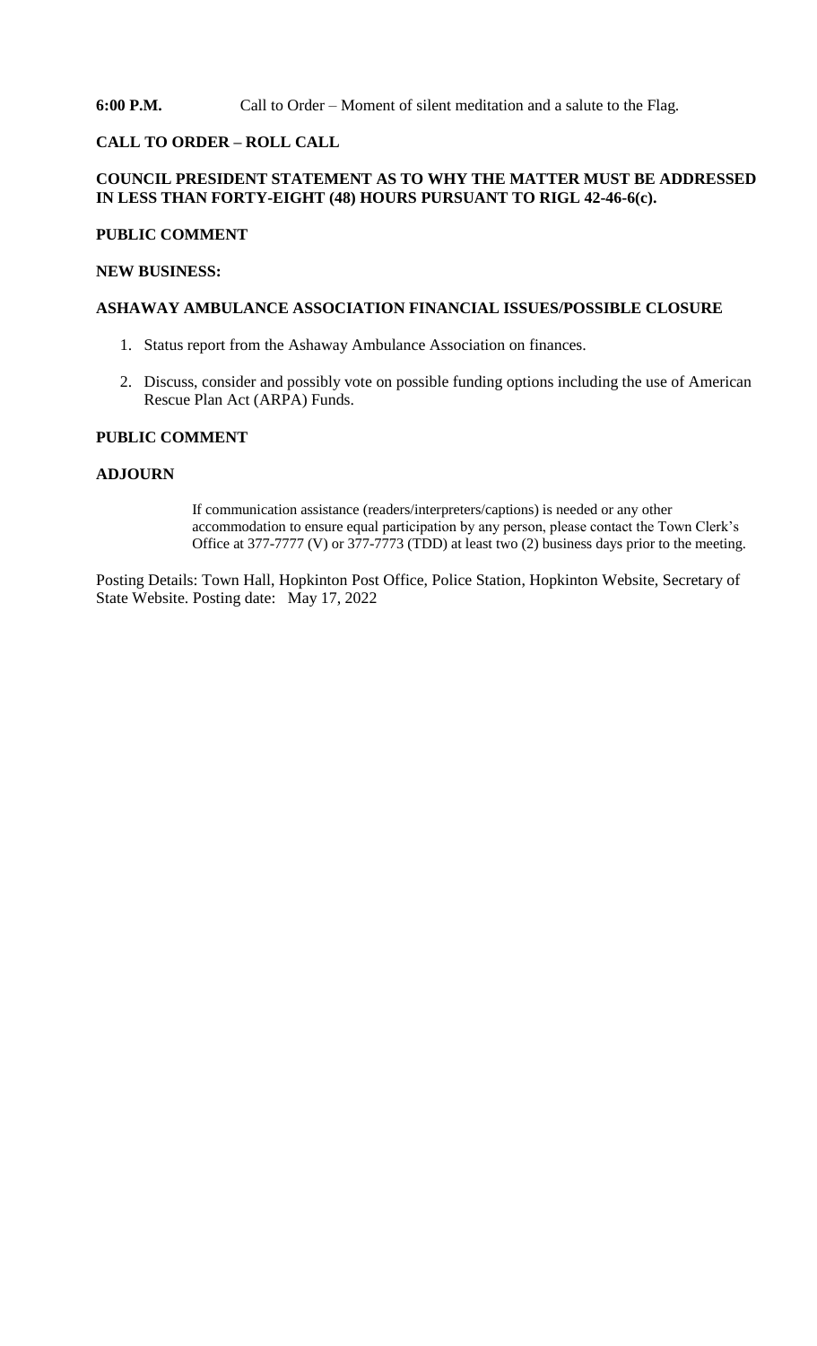**6:00 P.M.** Call to Order – Moment of silent meditation and a salute to the Flag.

**CALL TO ORDER – ROLL CALL**

**COUNCIL PRESIDENT STATEMENT AS TO WHY THE MATTER MUST BE ADDRESSED IN LESS THAN FORTY-EIGHT (48) HOURS PURSUANT TO RIGL 42-46-6(c).**

**PUBLIC COMMENT**

**NEW BUSINESS:**

**ASHAWAY AMBULANCE ASSOCIATION FINANCIAL ISSUES/POSSIBLE CLOSURE**

1. Status report from the Ashaway Ambulance Association on finances.
2. Discuss, consider and possibly vote on possible funding options including the use of American Rescue Plan Act (ARPA) Funds.

**PUBLIC COMMENT**

**ADJOURN**

If communication assistance (readers/interpreters/captions) is needed or any other accommodation to ensure equal participation by any person, please contact the Town Clerk's Office at 377-7777 (V) or 377-7773 (TDD) at least two (2) business days prior to the meeting.

Posting Details: Town Hall, Hopkinton Post Office, Police Station, Hopkinton Website, Secretary of State Website. Posting date: May 17, 2022